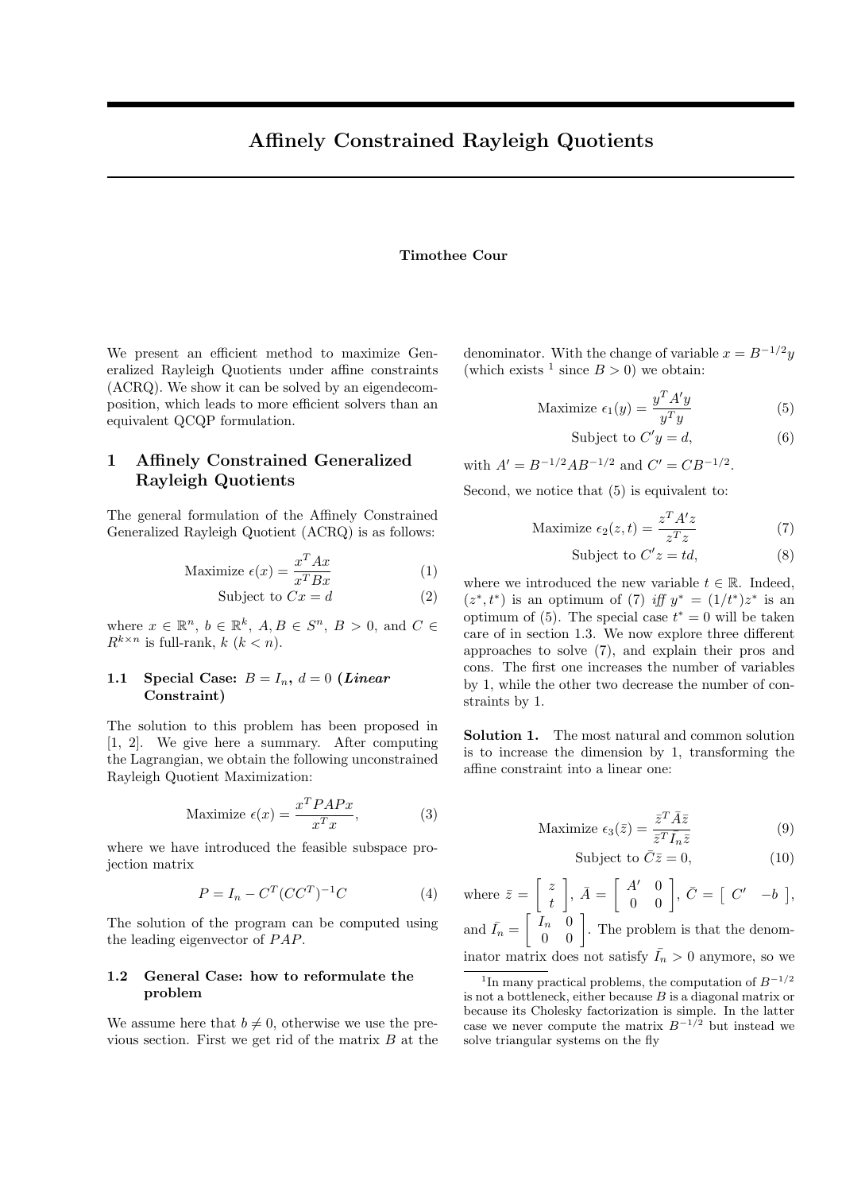# Affinely Constrained Rayleigh Quotients

**Timothee Cour**

We present an efficient method to maximize Generalized Rayleigh Quotients under affine constraints (ACRQ). We show it can be solved by an eigendecomposition, which leads to more efficient solvers than an equivalent QCQP formulation.

## 1 Affinely Constrained Generalized Rayleigh Quotients

The general formulation of the Affinely Constrained Generalized Rayleigh Quotient (ACRQ) is as follows:

$$\text{Maximize } \epsilon(x) = \frac{x^T A x}{x^T B x} \tag{1}$$

$$\text{Subject to } Cx = d \tag{2}$$

where $x \in \mathbb{R}^n$, $b \in \mathbb{R}^k$, $A, B \in S^n$, $B > 0$, and $C \in R^{k \times n}$ is full-rank, $k$ ($k < n$).

### 1.1 Special Case: $B = I_n$, $d = 0$ (*Linear* Constraint)

The solution to this problem has been proposed in [1, 2]. We give here a summary. After computing the Lagrangian, we obtain the following unconstrained Rayleigh Quotient Maximization:

$$\text{Maximize } \epsilon(x) = \frac{x^T PAPx}{x^T x}, \tag{3}$$

where we have introduced the feasible subspace projection matrix

$$P = I_n - C^T (CC^T)^{-1} C \tag{4}$$

The solution of the program can be computed using the leading eigenvector of $PAP$.

### 1.2 General Case: how to reformulate the problem

We assume here that $b \neq 0$, otherwise we use the previous section. First we get rid of the matrix $B$ at the denominator. With the change of variable $x = B^{-1/2} y$ (which exists [1] since $B > 0$) we obtain:

$$\text{Maximize } \epsilon_1(y) = \frac{y^T A' y}{y^T y} \tag{5}$$

$$\text{Subject to } C' y = d, \tag{6}$$

with $A' = B^{-1/2} A B^{-1/2}$ and $C' = C B^{-1/2}$.

Second, we notice that (5) is equivalent to:

$$\text{Maximize } \epsilon_2(z, t) = \frac{z^T A' z}{z^T z} \tag{7}$$

$$\text{Subject to } C' z = td, \tag{8}$$

where we introduced the new variable $t \in \mathbb{R}$. Indeed, $(z^*, t^*)$ is an optimum of (7) *iff* $y^* = (1/t^*) z^*$ is an optimum of (5). The special case $t^* = 0$ will be taken care of in section 1.3. We now explore three different approaches to solve (7), and explain their pros and cons. The first one increases the number of variables by 1, while the other two decrease the number of constraints by 1.

**Solution 1.** The most natural and common solution is to increase the dimension by 1, transforming the affine constraint into a linear one:

$$\text{Maximize } \epsilon_3(\bar{z}) = \frac{\bar{z}^T \bar{A} \bar{z}}{\bar{z}^T \bar{I_n} \bar{z}} \tag{9}$$

$$\text{Subject to } \bar{C} \bar{z} = 0, \tag{10}$$

where $\bar{z} = \begin{bmatrix} z \\ t \end{bmatrix}$, $\bar{A} = \begin{bmatrix} A' & 0 \\ 0 & 0 \end{bmatrix}$, $\bar{C} = \begin{bmatrix} C' & -b \end{bmatrix}$, and $\bar{I_n} = \begin{bmatrix} I_n & 0 \\ 0 & 0 \end{bmatrix}$. The problem is that the denominator matrix does not satisfy $\bar{I_n} > 0$ anymore, so we

[1] In many practical problems, the computation of $B^{-1/2}$ is not a bottleneck, either because $B$ is a diagonal matrix or because its Cholesky factorization is simple. In the latter case we never compute the matrix $B^{-1/2}$ but instead we solve triangular systems on the fly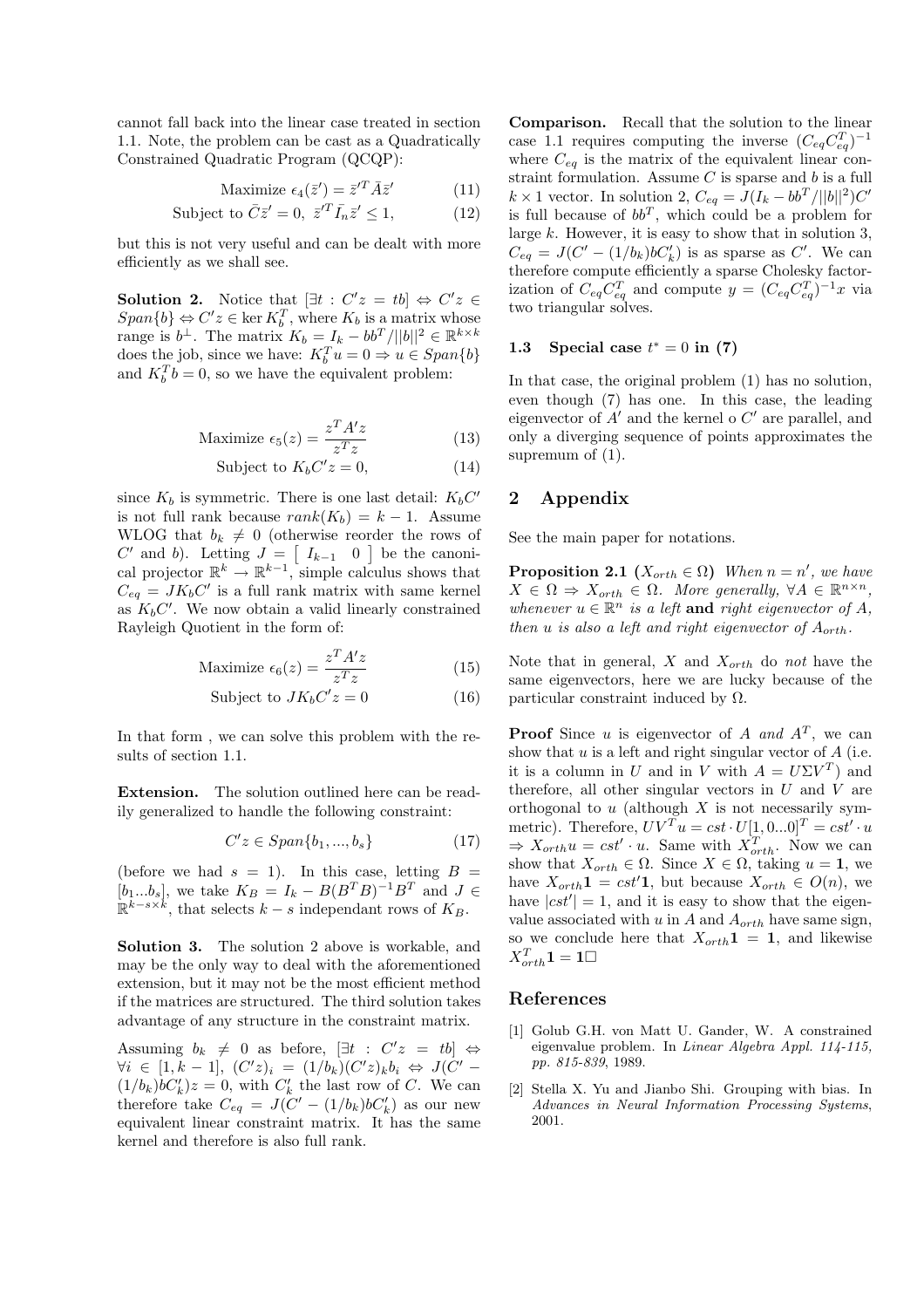cannot fall back into the linear case treated in section 1.1. Note, the problem can be cast as a Quadratically Constrained Quadratic Program (QCQP):

$$\text{Maximize } \epsilon_4(\bar{z}') = \bar{z}'^T \bar{A} \bar{z}' \tag{11}$$

$$\text{Subject to } \bar{C}\bar{z}' = 0,\ \bar{z}'^T \bar{I}_n \bar{z}' \leq 1, \tag{12}$$

but this is not very useful and can be dealt with more efficiently as we shall see.

**Solution 2.** Notice that $[\exists t : C'z = tb] \Leftrightarrow C'z \in Span\{b\} \Leftrightarrow C'z \in \ker K_b^T$, where $K_b$ is a matrix whose range is $b^\perp$. The matrix $K_b = I_k - bb^T/||b||^2 \in \mathbb{R}^{k\times k}$ does the job, since we have: $K_b^T u = 0 \Rightarrow u \in Span\{b\}$ and $K_b^T b = 0$, so we have the equivalent problem:

$$\text{Maximize } \epsilon_5(z) = \frac{z^T A' z}{z^T z} \tag{13}$$

$$\text{Subject to } K_b C' z = 0, \tag{14}$$

since $K_b$ is symmetric. There is one last detail: $K_b C'$ is not full rank because $rank(K_b) = k - 1$. Assume WLOG that $b_k \neq 0$ (otherwise reorder the rows of $C'$ and $b$). Letting $J = \left[\begin{array}{cc} I_{k-1} & 0 \end{array}\right]$ be the canonical projector $\mathbb{R}^k \rightarrow \mathbb{R}^{k-1}$, simple calculus shows that $C_{eq} = JK_bC'$ is a full rank matrix with same kernel as $K_bC'$. We now obtain a valid linearly constrained Rayleigh Quotient in the form of:

$$\text{Maximize } \epsilon_6(z) = \frac{z^T A' z}{z^T z} \tag{15}$$

$$\text{Subject to } JK_b C' z = 0 \tag{16}$$

In that form , we can solve this problem with the results of section 1.1.

**Extension.** The solution outlined here can be readily generalized to handle the following constraint:

$$C'z \in Span\{b_1, ..., b_s\} \tag{17}$$

(before we had $s = 1$). In this case, letting $B = [b_1 ... b_s]$, we take $K_B = I_k - B(B^TB)^{-1}B^T$ and $J \in \mathbb{R}^{k-s\times k}$, that selects $k - s$ independant rows of $K_B$.

**Solution 3.** The solution 2 above is workable, and may be the only way to deal with the aforementioned extension, but it may not be the most efficient method if the matrices are structured. The third solution takes advantage of any structure in the constraint matrix.

Assuming $b_k \neq 0$ as before, $[\exists t : C'z = tb] \Leftrightarrow \forall i \in [1, k-1],\ (C'z)_i = (1/b_k)(C'z)_k b_i \Leftrightarrow J(C' - (1/b_k)bC'_k)z = 0$, with $C'_k$ the last row of $C$. We can therefore take $C_{eq} = J(C' - (1/b_k)bC'_k)$ as our new equivalent linear constraint matrix. It has the same kernel and therefore is also full rank.

**Comparison.** Recall that the solution to the linear case 1.1 requires computing the inverse $(C_{eq}C_{eq}^T)^{-1}$ where $C_{eq}$ is the matrix of the equivalent linear constraint formulation. Assume $C$ is sparse and $b$ is a full $k \times 1$ vector. In solution 2, $C_{eq} = J(I_k - bb^T/||b||^2)C'$ is full because of $bb^T$, which could be a problem for large $k$. However, it is easy to show that in solution 3, $C_{eq} = J(C' - (1/b_k)bC'_k)$ is as sparse as $C'$. We can therefore compute efficiently a sparse Cholesky factorization of $C_{eq}C_{eq}^T$ and compute $y = (C_{eq}C_{eq}^T)^{-1}x$ via two triangular solves.

### 1.3 Special case $t^* = 0$ in (7)

In that case, the original problem (1) has no solution, even though (7) has one. In this case, the leading eigenvector of $A'$ and the kernel o $C'$ are parallel, and only a diverging sequence of points approximates the supremum of (1).

## 2 Appendix

See the main paper for notations.

**Proposition 2.1** **($X_{orth} \in \Omega$)** *When $n = n'$, we have $X \in \Omega \Rightarrow X_{orth} \in \Omega$. More generally, $\forall A \in \mathbb{R}^{n\times n}$, whenever $u \in \mathbb{R}^n$ is a left* **and** *right eigenvector of $A$, then $u$ is also a left and right eigenvector of $A_{orth}$.*

Note that in general, $X$ and $X_{orth}$ do *not* have the same eigenvectors, here we are lucky because of the particular constraint induced by $\Omega$.

**Proof** Since $u$ is eigenvector of $A$ *and* $A^T$, we can show that $u$ is a left and right singular vector of $A$ (i.e. it is a column in $U$ and in $V$ with $A = U\Sigma V^T$) and therefore, all other singular vectors in $U$ and $V$ are orthogonal to $u$ (although $X$ is not necessarily symmetric). Therefore, $UV^Tu = cst \cdot U[1, 0...0]^T = cst' \cdot u$ $\Rightarrow X_{orth}u = cst' \cdot u$. Same with $X_{orth}^T$. Now we can show that $X_{orth} \in \Omega$. Since $X \in \Omega$, taking $u = \mathbf{1}$, we have $X_{orth}\mathbf{1} = cst'\mathbf{1}$, but because $X_{orth} \in O(n)$, we have $|cst'| = 1$, and it is easy to show that the eigenvalue associated with $u$ in $A$ and $A_{orth}$ have same sign, so we conclude here that $X_{orth}\mathbf{1} = \mathbf{1}$, and likewise $X_{orth}^T\mathbf{1} = \mathbf{1}$□

## References

[1] Golub G.H. von Matt U. Gander, W. A constrained eigenvalue problem. In *Linear Algebra Appl. 114-115, pp. 815-839*, 1989.

[2] Stella X. Yu and Jianbo Shi. Grouping with bias. In *Advances in Neural Information Processing Systems*, 2001.